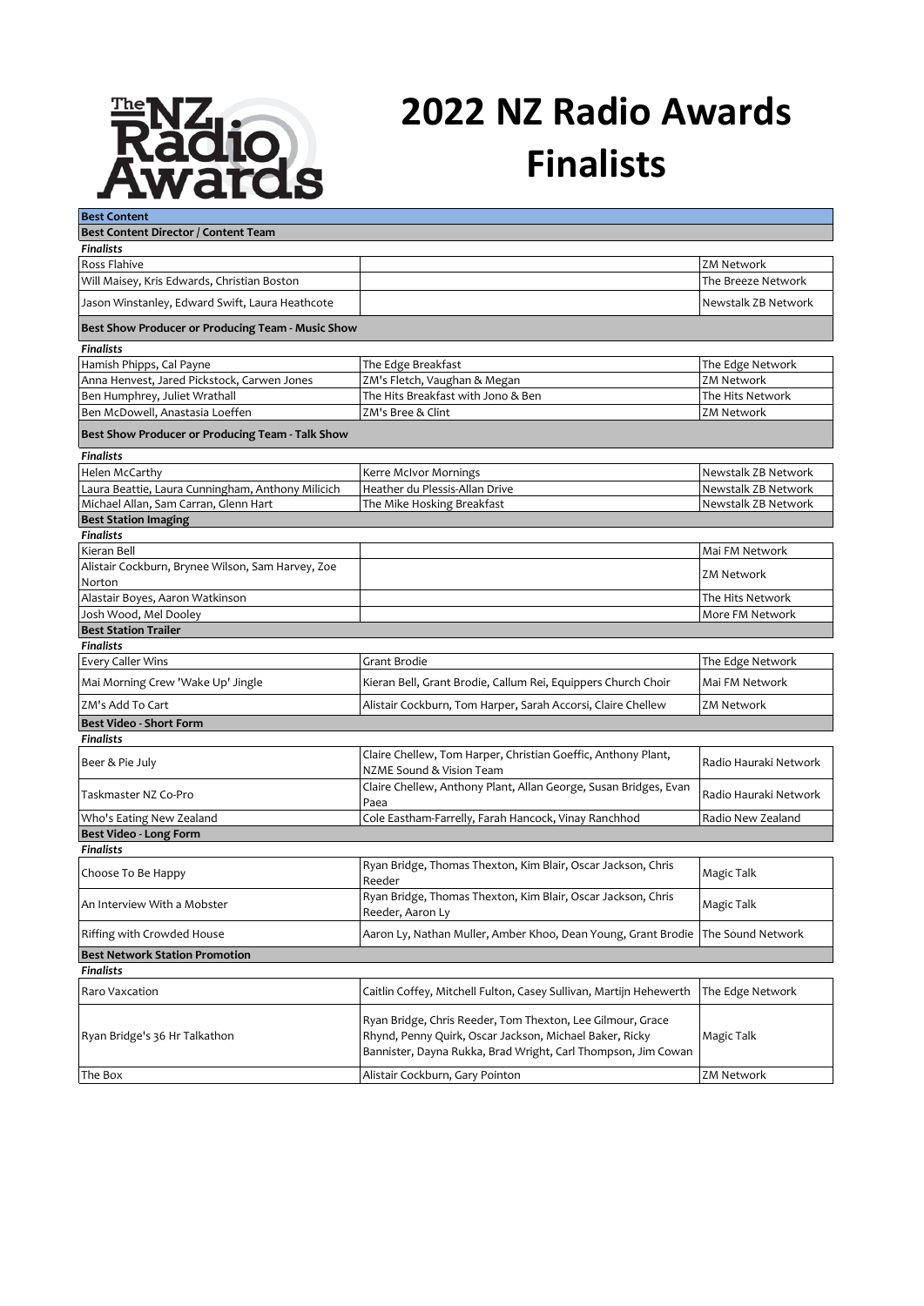# 2022 NZ Radio Awards Finalists

## Best Content

### Best Content Director / Content Team

*Finalists*

| Finalist | Show | Network |
|---|---|---|
| Ross Flahive | | ZM Network |
| Will Maisey, Kris Edwards, Christian Boston | | The Breeze Network |
| Jason Winstanley, Edward Swift, Laura Heathcote | | Newstalk ZB Network |

### Best Show Producer or Producing Team - Music Show

*Finalists*

| Finalist | Show | Network |
|---|---|---|
| Hamish Phipps, Cal Payne | The Edge Breakfast | The Edge Network |
| Anna Henvest, Jared Pickstock, Carwen Jones | ZM's Fletch, Vaughan & Megan | ZM Network |
| Ben Humphrey, Juliet Wrathall | The Hits Breakfast with Jono & Ben | The Hits Network |
| Ben McDowell, Anastasia Loeffen | ZM's Bree & Clint | ZM Network |

### Best Show Producer or Producing Team - Talk Show

*Finalists*

| Finalist | Show | Network |
|---|---|---|
| Helen McCarthy | Kerre McIvor Mornings | Newstalk ZB Network |
| Laura Beattie, Laura Cunningham, Anthony Milicich | Heather du Plessis-Allan Drive | Newstalk ZB Network |
| Michael Allan, Sam Carran, Glenn Hart | The Mike Hosking Breakfast | Newstalk ZB Network |

### Best Station Imaging

*Finalists*

| Finalist | | Network |
|---|---|---|
| Kieran Bell | | Mai FM Network |
| Alistair Cockburn, Brynee Wilson, Sam Harvey, Zoe Norton | | ZM Network |
| Alastair Boyes, Aaron Watkinson | | The Hits Network |
| Josh Wood, Mel Dooley | | More FM Network |

### Best Station Trailer

*Finalists*

| Entry | Finalists | Network |
|---|---|---|
| Every Caller Wins | Grant Brodie | The Edge Network |
| Mai Morning Crew 'Wake Up' Jingle | Kieran Bell, Grant Brodie, Callum Rei, Equippers Church Choir | Mai FM Network |
| ZM's Add To Cart | Alistair Cockburn, Tom Harper, Sarah Accorsi, Claire Chellew | ZM Network |

### Best Video - Short Form

*Finalists*

| Entry | Finalists | Network |
|---|---|---|
| Beer & Pie July | Claire Chellew, Tom Harper, Christian Goeffic, Anthony Plant, NZME Sound & Vision Team | Radio Hauraki Network |
| Taskmaster NZ Co-Pro | Claire Chellew, Anthony Plant, Allan George, Susan Bridges, Evan Paea | Radio Hauraki Network |
| Who's Eating New Zealand | Cole Eastham-Farrelly, Farah Hancock, Vinay Ranchhod | Radio New Zealand |

### Best Video - Long Form

*Finalists*

| Entry | Finalists | Network |
|---|---|---|
| Choose To Be Happy | Ryan Bridge, Thomas Thexton, Kim Blair, Oscar Jackson, Chris Reeder | Magic Talk |
| An Interview With a Mobster | Ryan Bridge, Thomas Thexton, Kim Blair, Oscar Jackson, Chris Reeder, Aaron Ly | Magic Talk |
| Riffing with Crowded House | Aaron Ly, Nathan Muller, Amber Khoo, Dean Young, Grant Brodie | The Sound Network |

### Best Network Station Promotion

*Finalists*

| Entry | Finalists | Network |
|---|---|---|
| Raro Vaxcation | Caitlin Coffey, Mitchell Fulton, Casey Sullivan, Martijn Hehewerth | The Edge Network |
| Ryan Bridge's 36 Hr Talkathon | Ryan Bridge, Chris Reeder, Tom Thexton, Lee Gilmour, Grace Rhynd, Penny Quirk, Oscar Jackson, Michael Baker, Ricky Bannister, Dayna Rukka, Brad Wright, Carl Thompson, Jim Cowan | Magic Talk |
| The Box | Alistair Cockburn, Gary Pointon | ZM Network |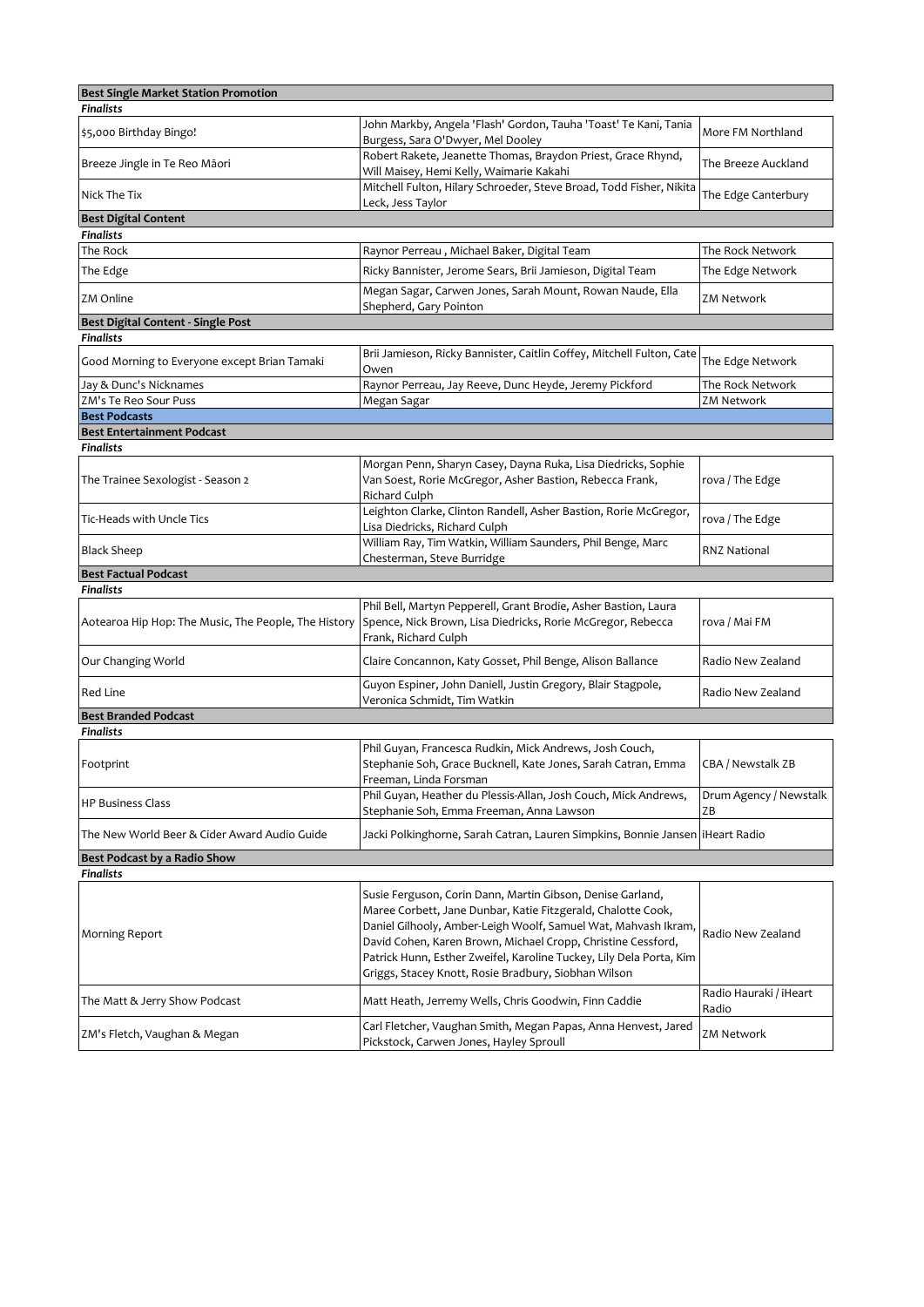**Best Single Market Station Promotion**

*Finalists*

| | | |
|---|---|---|
| $5,000 Birthday Bingo! | John Markby, Angela 'Flash' Gordon, Tauha 'Toast' Te Kani, Tania Burgess, Sara O'Dwyer, Mel Dooley | More FM Northland |
| Breeze Jingle in Te Reo Māori | Robert Rakete, Jeanette Thomas, Braydon Priest, Grace Rhynd, Will Maisey, Hemi Kelly, Waimarie Kakahi | The Breeze Auckland |
| Nick The Tix | Mitchell Fulton, Hilary Schroeder, Steve Broad, Todd Fisher, Nikita Leck, Jess Taylor | The Edge Canterbury |

**Best Digital Content**

*Finalists*

| | | |
|---|---|---|
| The Rock | Raynor Perreau , Michael Baker, Digital Team | The Rock Network |
| The Edge | Ricky Bannister, Jerome Sears, Brii Jamieson, Digital Team | The Edge Network |
| ZM Online | Megan Sagar, Carwen Jones, Sarah Mount, Rowan Naude, Ella Shepherd, Gary Pointon | ZM Network |

**Best Digital Content - Single Post**

*Finalists*

| | | |
|---|---|---|
| Good Morning to Everyone except Brian Tamaki | Brii Jamieson, Ricky Bannister, Caitlin Coffey, Mitchell Fulton, Cate Owen | The Edge Network |
| Jay & Dunc's Nicknames | Raynor Perreau, Jay Reeve, Dunc Heyde, Jeremy Pickford | The Rock Network |
| ZM's Te Reo Sour Puss | Megan Sagar | ZM Network |

## Best Podcasts

**Best Entertainment Podcast**

*Finalists*

| | | |
|---|---|---|
| The Trainee Sexologist - Season 2 | Morgan Penn, Sharyn Casey, Dayna Ruka, Lisa Diedricks, Sophie Van Soest, Rorie McGregor, Asher Bastion, Rebecca Frank, Richard Culph | rova / The Edge |
| Tic-Heads with Uncle Tics | Leighton Clarke, Clinton Randell, Asher Bastion, Rorie McGregor, Lisa Diedricks, Richard Culph | rova / The Edge |
| Black Sheep | William Ray, Tim Watkin, William Saunders, Phil Benge, Marc Chesterman, Steve Burridge | RNZ National |

**Best Factual Podcast**

*Finalists*

| | | |
|---|---|---|
| Aotearoa Hip Hop: The Music, The People, The History | Phil Bell, Martyn Pepperell, Grant Brodie, Asher Bastion, Laura Spence, Nick Brown, Lisa Diedricks, Rorie McGregor, Rebecca Frank, Richard Culph | rova / Mai FM |
| Our Changing World | Claire Concannon, Katy Gosset, Phil Benge, Alison Ballance | Radio New Zealand |
| Red Line | Guyon Espiner, John Daniell, Justin Gregory, Blair Stagpole, Veronica Schmidt, Tim Watkin | Radio New Zealand |

**Best Branded Podcast**

*Finalists*

| | | |
|---|---|---|
| Footprint | Phil Guyan, Francesca Rudkin, Mick Andrews, Josh Couch, Stephanie Soh, Grace Bucknell, Kate Jones, Sarah Catran, Emma Freeman, Linda Forsman | CBA / Newstalk ZB |
| HP Business Class | Phil Guyan, Heather du Plessis-Allan, Josh Couch, Mick Andrews, Stephanie Soh, Emma Freeman, Anna Lawson | Drum Agency / Newstalk ZB |
| The New World Beer & Cider Award Audio Guide | Jacki Polkinghorne, Sarah Catran, Lauren Simpkins, Bonnie Jansen | iHeart Radio |

**Best Podcast by a Radio Show**

*Finalists*

| | | |
|---|---|---|
| Morning Report | Susie Ferguson, Corin Dann, Martin Gibson, Denise Garland, Maree Corbett, Jane Dunbar, Katie Fitzgerald, Chalotte Cook, Daniel Gilhooly, Amber-Leigh Woolf, Samuel Wat, Mahvash Ikram, David Cohen, Karen Brown, Michael Cropp, Christine Cessford, Patrick Hunn, Esther Zweifel, Karoline Tuckey, Lily Dela Porta, Kim Griggs, Stacey Knott, Rosie Bradbury, Siobhan Wilson | Radio New Zealand |
| The Matt & Jerry Show Podcast | Matt Heath, Jerremy Wells, Chris Goodwin, Finn Caddie | Radio Hauraki / iHeart Radio |
| ZM's Fletch, Vaughan & Megan | Carl Fletcher, Vaughan Smith, Megan Papas, Anna Henvest, Jared Pickstock, Carwen Jones, Hayley Sproull | ZM Network |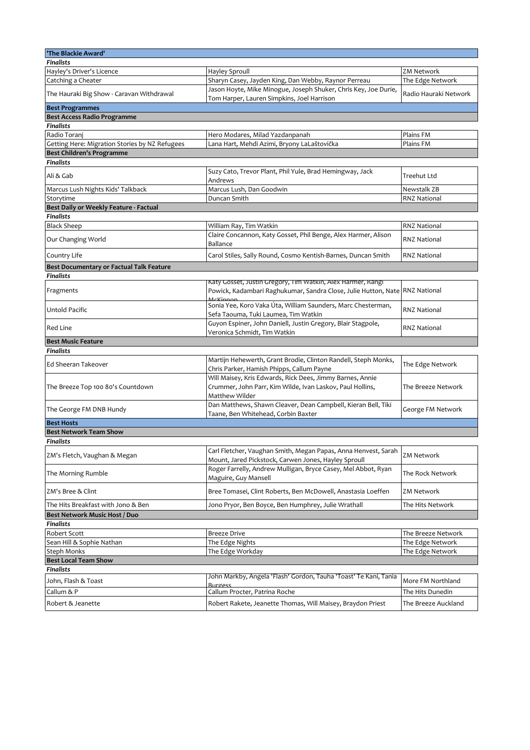| 'The Blackie Award' | | |
|---|---|---|
| ***Finalists*** | | |
| Hayley's Driver's Licence | Hayley Sproull | ZM Network |
| Catching a Cheater | Sharyn Casey, Jayden King, Dan Webby, Raynor Perreau | The Edge Network |
| The Hauraki Big Show - Caravan Withdrawal | Jason Hoyte, Mike Minogue, Joseph Shuker, Chris Key, Joe Durie, Tom Harper, Lauren Simpkins, Joel Harrison | Radio Hauraki Network |
| **Best Programmes** | | |
| **Best Access Radio Programme** | | |
| ***Finalists*** | | |
| Radio Toranj | Hero Modares, Milad Yazdanpanah | Plains FM |
| Getting Here: Migration Stories by NZ Refugees | Lana Hart, Mehdi Azimi, Bryony LaLaštovička | Plains FM |
| **Best Children's Programme** | | |
| ***Finalists*** | | |
| Ali & Gab | Suzy Cato, Trevor Plant, Phil Yule, Brad Hemingway, Jack Andrews | Treehut Ltd |
| Marcus Lush Nights Kids' Talkback | Marcus Lush, Dan Goodwin | Newstalk ZB |
| Storytime | Duncan Smith | RNZ National |
| **Best Daily or Weekly Feature - Factual** | | |
| ***Finalists*** | | |
| Black Sheep | William Ray, Tim Watkin | RNZ National |
| Our Changing World | Claire Concannon, Katy Gosset, Phil Benge, Alex Harmer, Alison Ballance | RNZ National |
| Country Life | Carol Stiles, Sally Round, Cosmo Kentish-Barnes, Duncan Smith | RNZ National |
| **Best Documentary or Factual Talk Feature** | | |
| ***Finalists*** | | |
| Fragments | Katy Gosset, Justin Gregory, Tim Watkin, Alex Harmer, Rangi Powick, Kadambari Raghukumar, Sandra Close, Julie Hutton, Nate McKinnon | RNZ National |
| Untold Pacific | Sonia Yee, Koro Vaka Úta, William Saunders, Marc Chesterman, Sefa Taouma, Tuki Laumea, Tim Watkin | RNZ National |
| Red Line | Guyon Espiner, John Daniell, Justin Gregory, Blair Stagpole, Veronica Schmidt, Tim Watkin | RNZ National |
| **Best Music Feature** | | |
| ***Finalists*** | | |
| Ed Sheeran Takeover | Martijn Hehewerth, Grant Brodie, Clinton Randell, Steph Monks, Chris Parker, Hamish Phipps, Callum Payne | The Edge Network |
| The Breeze Top 100 80's Countdown | Will Maisey, Kris Edwards, Rick Dees, Jimmy Barnes, Annie Crummer, John Parr, Kim Wilde, Ivan Laskov, Paul Hollins, Matthew Wilder | The Breeze Network |
| The George FM DNB Hundy | Dan Matthews, Shawn Cleaver, Dean Campbell, Kieran Bell, Tiki Taane, Ben Whitehead, Corbin Baxter | George FM Network |
| **Best Hosts** | | |
| **Best Network Team Show** | | |
| ***Finalists*** | | |
| ZM's Fletch, Vaughan & Megan | Carl Fletcher, Vaughan Smith, Megan Papas, Anna Henvest, Sarah Mount, Jared Pickstock, Carwen Jones, Hayley Sproull | ZM Network |
| The Morning Rumble | Roger Farrelly, Andrew Mulligan, Bryce Casey, Mel Abbot, Ryan Maguire, Guy Mansell | The Rock Network |
| ZM's Bree & Clint | Bree Tomasei, Clint Roberts, Ben McDowell, Anastasia Loeffen | ZM Network |
| The Hits Breakfast with Jono & Ben | Jono Pryor, Ben Boyce, Ben Humphrey, Julie Wrathall | The Hits Network |
| **Best Network Music Host / Duo** | | |
| ***Finalists*** | | |
| Robert Scott | Breeze Drive | The Breeze Network |
| Sean Hill & Sophie Nathan | The Edge Nights | The Edge Network |
| Steph Monks | The Edge Workday | The Edge Network |
| **Best Local Team Show** | | |
| ***Finalists*** | | |
| John, Flash & Toast | John Markby, Angela 'Flash' Gordon, Tauha 'Toast' Te Kani, Tania Burgess | More FM Northland |
| Callum & P | Callum Procter, Patrina Roche | The Hits Dunedin |
| Robert & Jeanette | Robert Rakete, Jeanette Thomas, Will Maisey, Braydon Priest | The Breeze Auckland |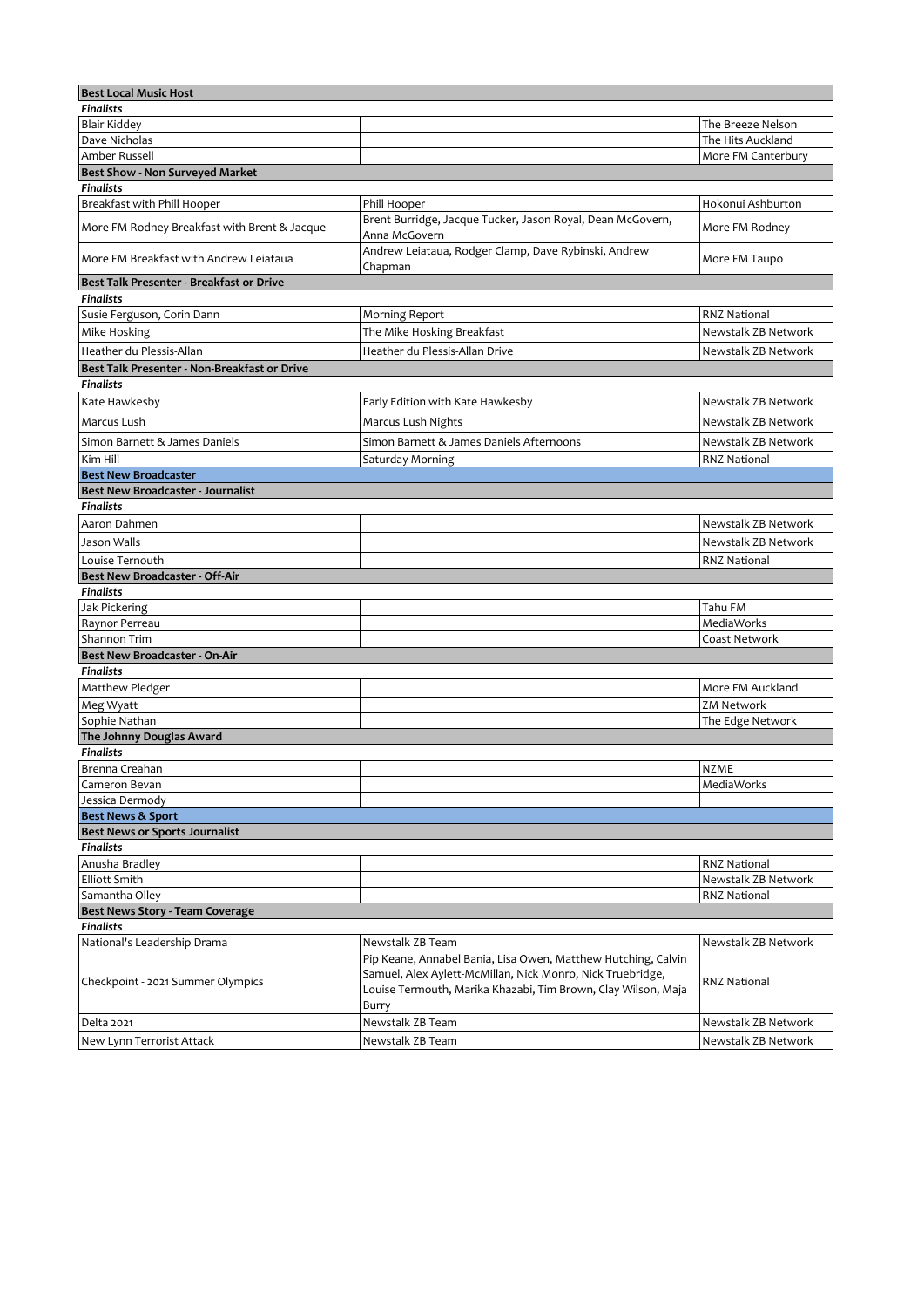| Best Local Music Host | | |
|---|---|---|
| ***Finalists*** | | |
| Blair Kiddey | | The Breeze Nelson |
| Dave Nicholas | | The Hits Auckland |
| Amber Russell | | More FM Canterbury |
| **Best Show - Non Surveyed Market** | | |
| ***Finalists*** | | |
| Breakfast with Phill Hooper | Phill Hooper | Hokonui Ashburton |
| More FM Rodney Breakfast with Brent & Jacque | Brent Burridge, Jacque Tucker, Jason Royal, Dean McGovern, Anna McGovern | More FM Rodney |
| More FM Breakfast with Andrew Leiataua | Andrew Leiataua, Rodger Clamp, Dave Rybinski, Andrew Chapman | More FM Taupo |
| **Best Talk Presenter - Breakfast or Drive** | | |
| ***Finalists*** | | |
| Susie Ferguson, Corin Dann | Morning Report | RNZ National |
| Mike Hosking | The Mike Hosking Breakfast | Newstalk ZB Network |
| Heather du Plessis-Allan | Heather du Plessis-Allan Drive | Newstalk ZB Network |
| **Best Talk Presenter - Non-Breakfast or Drive** | | |
| ***Finalists*** | | |
| Kate Hawkesby | Early Edition with Kate Hawkesby | Newstalk ZB Network |
| Marcus Lush | Marcus Lush Nights | Newstalk ZB Network |
| Simon Barnett & James Daniels | Simon Barnett & James Daniels Afternoons | Newstalk ZB Network |
| Kim Hill | Saturday Morning | RNZ National |
| **Best New Broadcaster** | | |
| **Best New Broadcaster - Journalist** | | |
| ***Finalists*** | | |
| Aaron Dahmen | | Newstalk ZB Network |
| Jason Walls | | Newstalk ZB Network |
| Louise Ternouth | | RNZ National |
| **Best New Broadcaster - Off-Air** | | |
| ***Finalists*** | | |
| Jak Pickering | | Tahu FM |
| Raynor Perreau | | MediaWorks |
| Shannon Trim | | Coast Network |
| **Best New Broadcaster - On-Air** | | |
| ***Finalists*** | | |
| Matthew Pledger | | More FM Auckland |
| Meg Wyatt | | ZM Network |
| Sophie Nathan | | The Edge Network |
| **The Johnny Douglas Award** | | |
| ***Finalists*** | | |
| Brenna Creahan | | NZME |
| Cameron Bevan | | MediaWorks |
| Jessica Dermody | | |
| **Best News & Sport** | | |
| **Best News or Sports Journalist** | | |
| ***Finalists*** | | |
| Anusha Bradley | | RNZ National |
| Elliott Smith | | Newstalk ZB Network |
| Samantha Olley | | RNZ National |
| **Best News Story - Team Coverage** | | |
| ***Finalists*** | | |
| National's Leadership Drama | Newstalk ZB Team | Newstalk ZB Network |
| Checkpoint - 2021 Summer Olympics | Pip Keane, Annabel Bania, Lisa Owen, Matthew Hutching, Calvin Samuel, Alex Aylett-McMillan, Nick Monro, Nick Truebridge, Louise Termouth, Marika Khazabi, Tim Brown, Clay Wilson, Maja Burry | RNZ National |
| Delta 2021 | Newstalk ZB Team | Newstalk ZB Network |
| New Lynn Terrorist Attack | Newstalk ZB Team | Newstalk ZB Network |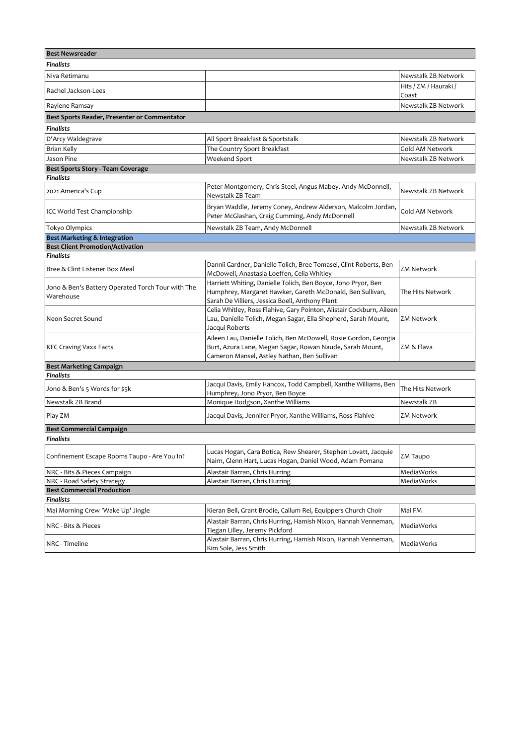## Best Newsreader

*Finalists*

| | | |
|---|---|---|
| Niva Retimanu | | Newstalk ZB Network |
| Rachel Jackson-Lees | | Hits / ZM / Hauraki / Coast |
| Raylene Ramsay | | Newstalk ZB Network |

## Best Sports Reader, Presenter or Commentator

*Finalists*

| | | |
|---|---|---|
| D'Arcy Waldegrave | All Sport Breakfast & Sportstalk | Newstalk ZB Network |
| Brian Kelly | The Country Sport Breakfast | Gold AM Network |
| Jason Pine | Weekend Sport | Newstalk ZB Network |

## Best Sports Story - Team Coverage

*Finalists*

| | | |
|---|---|---|
| 2021 America's Cup | Peter Montgomery, Chris Steel, Angus Mabey, Andy McDonnell, Newstalk ZB Team | Newstalk ZB Network |
| ICC World Test Championship | Bryan Waddle, Jeremy Coney, Andrew Alderson, Malcolm Jordan, Peter McGlashan, Craig Cumming, Andy McDonnell | Gold AM Network |
| Tokyo Olympics | Newstalk ZB Team, Andy McDonnell | Newstalk ZB Network |

# Best Marketing & Integration

## Best Client Promotion/Activation

*Finalists*

| | | |
|---|---|---|
| Bree & Clint Listener Box Meal | Dannii Gardner, Danielle Tolich, Bree Tomasei, Clint Roberts, Ben McDowell, Anastasia Loeffen, Celia Whitley | ZM Network |
| Jono & Ben's Battery Operated Torch Tour with The Warehouse | Harriett Whiting, Danielle Tolich, Ben Boyce, Jono Pryor, Ben Humphrey, Margaret Hawker, Gareth McDonald, Ben Sullivan, Sarah De Villiers, Jessica Boell, Anthony Plant | The Hits Network |
| Neon Secret Sound | Celia Whitley, Ross Flahive, Gary Pointon, Alistair Cockburn, Aileen Lau, Danielle Tolich, Megan Sagar, Ella Shepherd, Sarah Mount, Jacqui Roberts | ZM Network |
| KFC Craving Vaxx Facts | Aileen Lau, Danielle Tolich, Ben McDowell, Rosie Gordon, Georgia Burt, Azura Lane, Megan Sagar, Rowan Naude, Sarah Mount, Cameron Mansel, Astley Nathan, Ben Sullivan | ZM & Flava |

## Best Marketing Campaign

*Finalists*

| | | |
|---|---|---|
| Jono & Ben's 5 Words for $5k | Jacqui Davis, Emily Hancox, Todd Campbell, Xanthe Williams, Ben Humphrey, Jono Pryor, Ben Boyce | The Hits Network |
| Newstalk ZB Brand | Monique Hodgson, Xanthe Williams | Newstalk ZB |
| Play ZM | Jacqui Davis, Jennifer Pryor, Xanthe Williams, Ross Flahive | ZM Network |

## Best Commercial Campaign

*Finalists*

| | | |
|---|---|---|
| Confinement Escape Rooms Taupo - Are You In? | Lucas Hogan, Cara Botica, Rew Shearer, Stephen Lovatt, Jacquie Nairn, Glenn Hart, Lucas Hogan, Daniel Wood, Adam Pomana | ZM Taupo |
| NRC - Bits & Pieces Campaign | Alastair Barran, Chris Hurring | MediaWorks |
| NRC - Road Safety Strategy | Alastair Barran, Chris Hurring | MediaWorks |

## Best Commercial Production

*Finalists*

| | | |
|---|---|---|
| Mai Morning Crew 'Wake Up' Jingle | Kieran Bell, Grant Brodie, Callum Rei, Equippers Church Choir | Mai FM |
| NRC - Bits & Pieces | Alastair Barran, Chris Hurring, Hamish Nixon, Hannah Venneman, Tiegan Lilley, Jeremy Pickford | MediaWorks |
| NRC - Timeline | Alastair Barran, Chris Hurring, Hamish Nixon, Hannah Venneman, Kim Sole, Jess Smith | MediaWorks |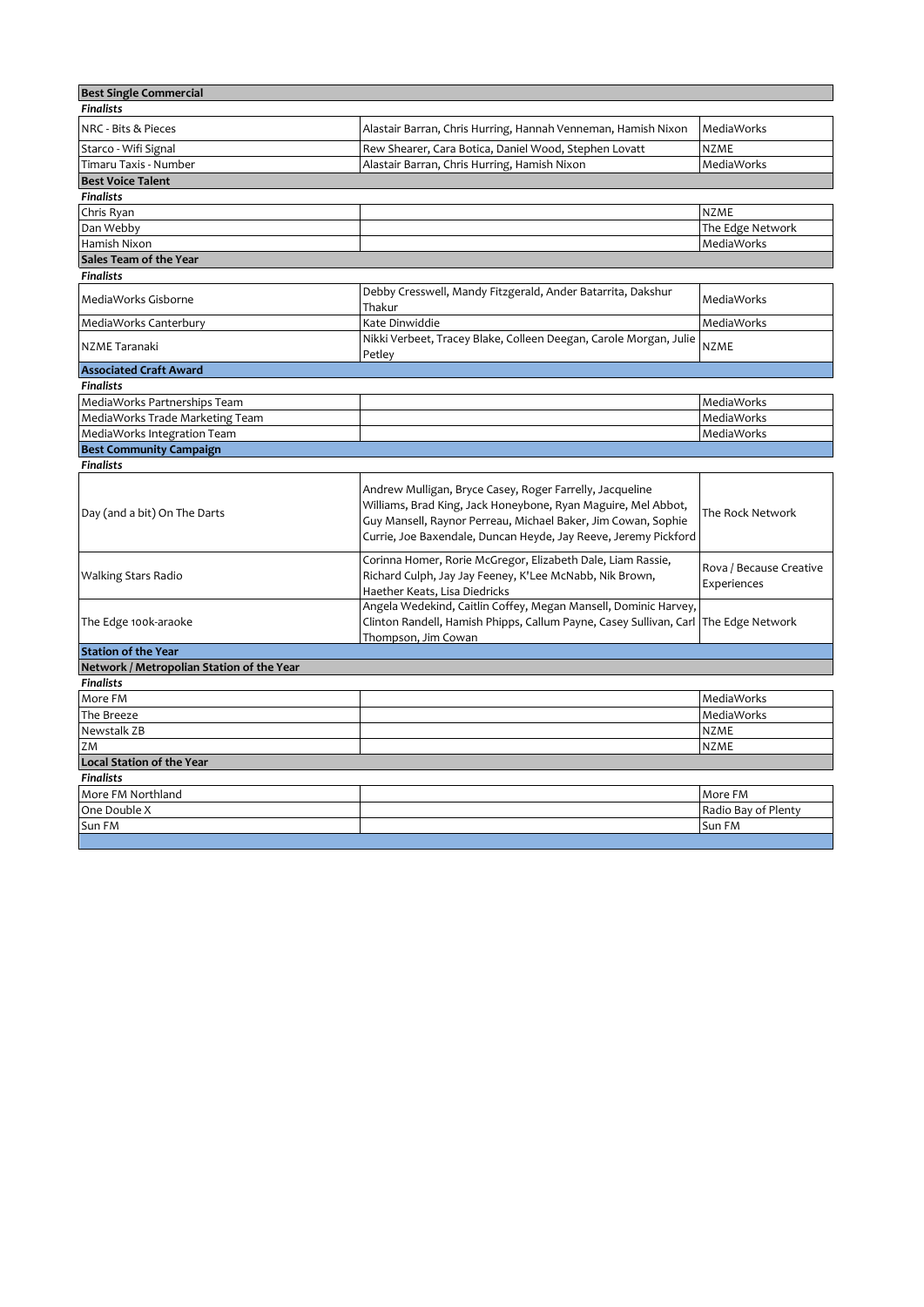| | | |
|---|---|---|
| **Best Single Commercial** | | |
| ***Finalists*** | | |
| NRC - Bits & Pieces | Alastair Barran, Chris Hurring, Hannah Venneman, Hamish Nixon | MediaWorks |
| Starco - Wifi Signal | Rew Shearer, Cara Botica, Daniel Wood, Stephen Lovatt | NZME |
| Timaru Taxis - Number | Alastair Barran, Chris Hurring, Hamish Nixon | MediaWorks |
| **Best Voice Talent** | | |
| ***Finalists*** | | |
| Chris Ryan | | NZME |
| Dan Webby | | The Edge Network |
| Hamish Nixon | | MediaWorks |
| **Sales Team of the Year** | | |
| ***Finalists*** | | |
| MediaWorks Gisborne | Debby Cresswell, Mandy Fitzgerald, Ander Batarrita, Dakshur Thakur | MediaWorks |
| MediaWorks Canterbury | Kate Dinwiddie | MediaWorks |
| NZME Taranaki | Nikki Verbeet, Tracey Blake, Colleen Deegan, Carole Morgan, Julie Petley | NZME |
| **Associated Craft Award** | | |
| ***Finalists*** | | |
| MediaWorks Partnerships Team | | MediaWorks |
| MediaWorks Trade Marketing Team | | MediaWorks |
| MediaWorks Integration Team | | MediaWorks |
| **Best Community Campaign** | | |
| ***Finalists*** | | |
| Day (and a bit) On The Darts | Andrew Mulligan, Bryce Casey, Roger Farrelly, Jacqueline Williams, Brad King, Jack Honeybone, Ryan Maguire, Mel Abbot, Guy Mansell, Raynor Perreau, Michael Baker, Jim Cowan, Sophie Currie, Joe Baxendale, Duncan Heyde, Jay Reeve, Jeremy Pickford | The Rock Network |
| Walking Stars Radio | Corinna Homer, Rorie McGregor, Elizabeth Dale, Liam Rassie, Richard Culph, Jay Jay Feeney, K'Lee McNabb, Nik Brown, Haether Keats, Lisa Diedricks | Rova / Because Creative Experiences |
| The Edge 100k-araoke | Angela Wedekind, Caitlin Coffey, Megan Mansell, Dominic Harvey, Clinton Randell, Hamish Phipps, Callum Payne, Casey Sullivan, Carl Thompson, Jim Cowan | The Edge Network |
| **Station of the Year** | | |
| **Network / Metropolitan Station of the Year** | | |
| ***Finalists*** | | |
| More FM | | MediaWorks |
| The Breeze | | MediaWorks |
| Newstalk ZB | | NZME |
| ZM | | NZME |
| **Local Station of the Year** | | |
| ***Finalists*** | | |
| More FM Northland | | More FM |
| One Double X | | Radio Bay of Plenty |
| Sun FM | | Sun FM |